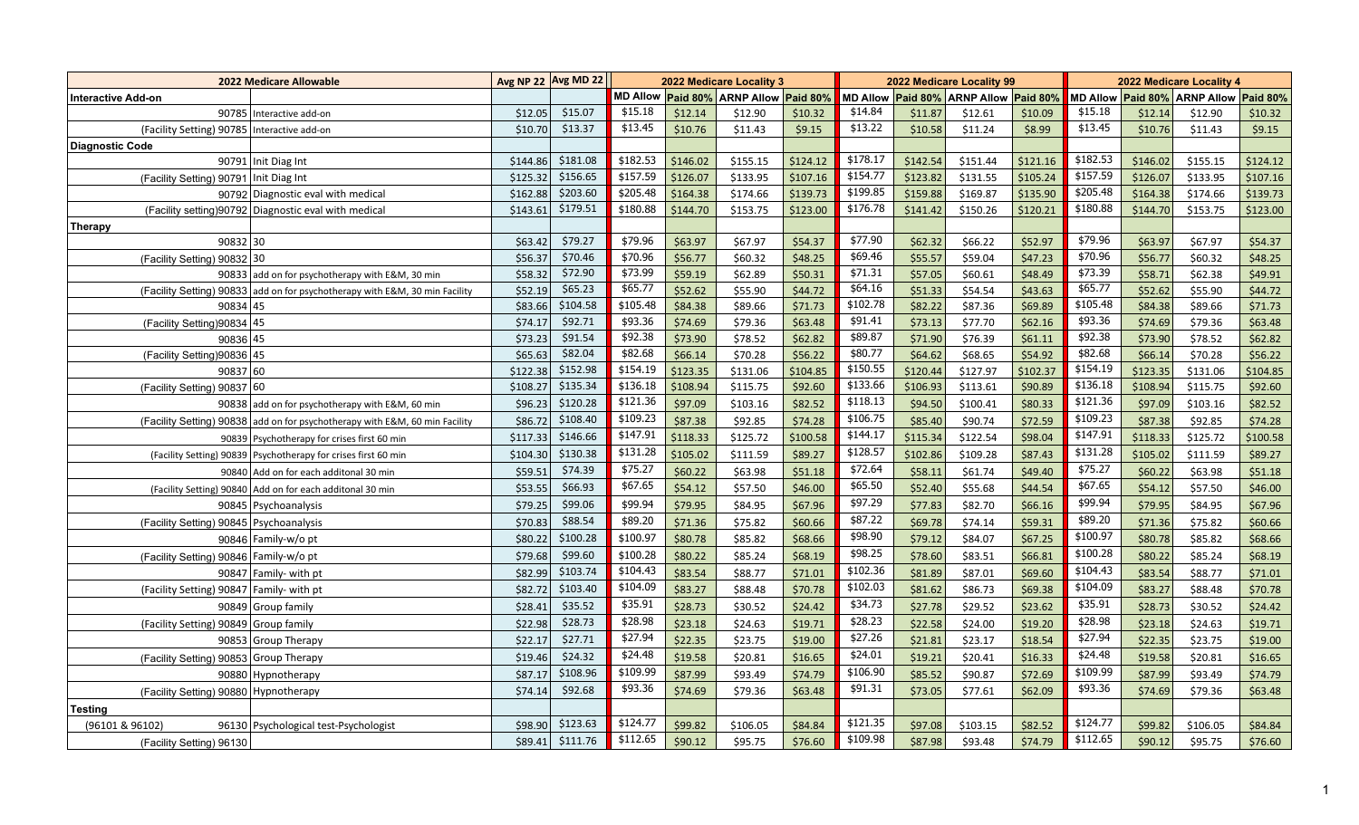| 2022 Medicare Allowable | | Avg NP 22 | Avg MD 22 | 2022 Medicare Locality 3 | | | | 2022 Medicare Locality 99 | | | | 2022 Medicare Locality 4 | | | |
|---|---|---|---|---|---|---|---|---|---|---|---|---|---|---|---|
| **Interactive Add-on** | | | | MD Allow | Paid 80% | ARNP Allow | Paid 80% | MD Allow | Paid 80% | ARNP Allow | Paid 80% | MD Allow | Paid 80% | ARNP Allow | Paid 80% |
| 90785 | Interactive add-on | $12.05 | $15.07 | $15.18 | $12.14 | $12.90 | $10.32 | $14.84 | $11.87 | $12.61 | $10.09 | $15.18 | $12.14 | $12.90 | $10.32 |
| (Facility Setting) 90785 | Interactive add-on | $10.70 | $13.37 | $13.45 | $10.76 | $11.43 | $9.15 | $13.22 | $10.58 | $11.24 | $8.99 | $13.45 | $10.76 | $11.43 | $9.15 |
| **Diagnostic Code** | | | | | | | | | | | | | | | |
| 90791 | Init Diag Int | $144.86 | $181.08 | $182.53 | $146.02 | $155.15 | $124.12 | $178.17 | $142.54 | $151.44 | $121.16 | $182.53 | $146.02 | $155.15 | $124.12 |
| (Facility Setting) 90791 | Init Diag Int | $125.32 | $156.65 | $157.59 | $126.07 | $133.95 | $107.16 | $154.77 | $123.82 | $131.55 | $105.24 | $157.59 | $126.07 | $133.95 | $107.16 |
| 90792 | Diagnostic eval with medical | $162.88 | $203.60 | $205.48 | $164.38 | $174.66 | $139.73 | $199.85 | $159.88 | $169.87 | $135.90 | $205.48 | $164.38 | $174.66 | $139.73 |
| (Facility setting)90792 | Diagnostic eval with medical | $143.61 | $179.51 | $180.88 | $144.70 | $153.75 | $123.00 | $176.78 | $141.42 | $150.26 | $120.21 | $180.88 | $144.70 | $153.75 | $123.00 |
| **Therapy** | | | | | | | | | | | | | | | |
| 90832 | 30 | $63.42 | $79.27 | $79.96 | $63.97 | $67.97 | $54.37 | $77.90 | $62.32 | $66.22 | $52.97 | $79.96 | $63.97 | $67.97 | $54.37 |
| (Facility Setting) 90832 | 30 | $56.37 | $70.46 | $70.96 | $56.77 | $60.32 | $48.25 | $69.46 | $55.57 | $59.04 | $47.23 | $70.96 | $56.77 | $60.32 | $48.25 |
| 90833 | add on for psychotherapy with E&M, 30 min | $58.32 | $72.90 | $73.99 | $59.19 | $62.89 | $50.31 | $71.31 | $57.05 | $60.61 | $48.49 | $73.39 | $58.71 | $62.38 | $49.91 |
| (Facility Setting) 90833 | add on for psychotherapy with E&M, 30 min Facility | $52.19 | $65.23 | $65.77 | $52.62 | $55.90 | $44.72 | $64.16 | $51.33 | $54.54 | $43.63 | $65.77 | $52.62 | $55.90 | $44.72 |
| 90834 | 45 | $83.66 | $104.58 | $105.48 | $84.38 | $89.66 | $71.73 | $102.78 | $82.22 | $87.36 | $69.89 | $105.48 | $84.38 | $89.66 | $71.73 |
| (Facility Setting)90834 | 45 | $74.17 | $92.71 | $93.36 | $74.69 | $79.36 | $63.48 | $91.41 | $73.13 | $77.70 | $62.16 | $93.36 | $74.69 | $79.36 | $63.48 |
| 90836 | 45 | $73.23 | $91.54 | $92.38 | $73.90 | $78.52 | $62.82 | $89.87 | $71.90 | $76.39 | $61.11 | $92.38 | $73.90 | $78.52 | $62.82 |
| (Facility Setting)90836 | 45 | $65.63 | $82.04 | $82.68 | $66.14 | $70.28 | $56.22 | $80.77 | $64.62 | $68.65 | $54.92 | $82.68 | $66.14 | $70.28 | $56.22 |
| 90837 | 60 | $122.38 | $152.98 | $154.19 | $123.35 | $131.06 | $104.85 | $150.55 | $120.44 | $127.97 | $102.37 | $154.19 | $123.35 | $131.06 | $104.85 |
| (Facility Setting) 90837 | 60 | $108.27 | $135.34 | $136.18 | $108.94 | $115.75 | $92.60 | $133.66 | $106.93 | $113.61 | $90.89 | $136.18 | $108.94 | $115.75 | $92.60 |
| 90838 | add on for psychotherapy with E&M, 60 min | $96.23 | $120.28 | $121.36 | $97.09 | $103.16 | $82.52 | $118.13 | $94.50 | $100.41 | $80.33 | $121.36 | $97.09 | $103.16 | $82.52 |
| (Facility Setting) 90838 | add on for psychotherapy with E&M, 60 min Facility | $86.72 | $108.40 | $109.23 | $87.38 | $92.85 | $74.28 | $106.75 | $85.40 | $90.74 | $72.59 | $109.23 | $87.38 | $92.85 | $74.28 |
| 90839 | Psychotherapy for crises first 60 min | $117.33 | $146.66 | $147.91 | $118.33 | $125.72 | $100.58 | $144.17 | $115.34 | $122.54 | $98.04 | $147.91 | $118.33 | $125.72 | $100.58 |
| (Facility Setting) 90839 | Psychotherapy for crises first 60 min | $104.30 | $130.38 | $131.28 | $105.02 | $111.59 | $89.27 | $128.57 | $102.86 | $109.28 | $87.43 | $131.28 | $105.02 | $111.59 | $89.27 |
| 90840 | Add on for each additonal 30 min | $59.51 | $74.39 | $75.27 | $60.22 | $63.98 | $51.18 | $72.64 | $58.11 | $61.74 | $49.40 | $75.27 | $60.22 | $63.98 | $51.18 |
| (Facility Setting) 90840 | Add on for each additonal 30 min | $53.55 | $66.93 | $67.65 | $54.12 | $57.50 | $46.00 | $65.50 | $52.40 | $55.68 | $44.54 | $67.65 | $54.12 | $57.50 | $46.00 |
| 90845 | Psychoanalysis | $79.25 | $99.06 | $99.94 | $79.95 | $84.95 | $67.96 | $97.29 | $77.83 | $82.70 | $66.16 | $99.94 | $79.95 | $84.95 | $67.96 |
| (Facility Setting) 90845 | Psychoanalysis | $70.83 | $88.54 | $89.20 | $71.36 | $75.82 | $60.66 | $87.22 | $69.78 | $74.14 | $59.31 | $89.20 | $71.36 | $75.82 | $60.66 |
| 90846 | Family-w/o pt | $80.22 | $100.28 | $100.97 | $80.78 | $85.82 | $68.66 | $98.90 | $79.12 | $84.07 | $67.25 | $100.97 | $80.78 | $85.82 | $68.66 |
| (Facility Setting) 90846 | Family-w/o pt | $79.68 | $99.60 | $100.28 | $80.22 | $85.24 | $68.19 | $98.25 | $78.60 | $83.51 | $66.81 | $100.28 | $80.22 | $85.24 | $68.19 |
| 90847 | Family- with pt | $82.99 | $103.74 | $104.43 | $83.54 | $88.77 | $71.01 | $102.36 | $81.89 | $87.01 | $69.60 | $104.43 | $83.54 | $88.77 | $71.01 |
| (Facility Setting) 90847 | Family- with pt | $82.72 | $103.40 | $104.09 | $83.27 | $88.48 | $70.78 | $102.03 | $81.62 | $86.73 | $69.38 | $104.09 | $83.27 | $88.48 | $70.78 |
| 90849 | Group family | $28.41 | $35.52 | $35.91 | $28.73 | $30.52 | $24.42 | $34.73 | $27.78 | $29.52 | $23.62 | $35.91 | $28.73 | $30.52 | $24.42 |
| (Facility Setting) 90849 | Group family | $22.98 | $28.73 | $28.98 | $23.18 | $24.63 | $19.71 | $28.23 | $22.58 | $24.00 | $19.20 | $28.98 | $23.18 | $24.63 | $19.71 |
| 90853 | Group Therapy | $22.17 | $27.71 | $27.94 | $22.35 | $23.75 | $19.00 | $27.26 | $21.81 | $23.17 | $18.54 | $27.94 | $22.35 | $23.75 | $19.00 |
| (Facility Setting) 90853 | Group Therapy | $19.46 | $24.32 | $24.48 | $19.58 | $20.81 | $16.65 | $24.01 | $19.21 | $20.41 | $16.33 | $24.48 | $19.58 | $20.81 | $16.65 |
| 90880 | Hypnotherapy | $87.17 | $108.96 | $109.99 | $87.99 | $93.49 | $74.79 | $106.90 | $85.52 | $90.87 | $72.69 | $109.99 | $87.99 | $93.49 | $74.79 |
| (Facility Setting) 90880 | Hypnotherapy | $74.14 | $92.68 | $93.36 | $74.69 | $79.36 | $63.48 | $91.31 | $73.05 | $77.61 | $62.09 | $93.36 | $74.69 | $79.36 | $63.48 |
| **Testing** | | | | | | | | | | | | | | | |
| (96101 & 96102) 96130 | Psychological test-Psychologist | $98.90 | $123.63 | $124.77 | $99.82 | $106.05 | $84.84 | $121.35 | $97.08 | $103.15 | $82.52 | $124.77 | $99.82 | $106.05 | $84.84 |
| (Facility Setting) 96130 | | $89.41 | $111.76 | $112.65 | $90.12 | $95.75 | $76.60 | $109.98 | $87.98 | $93.48 | $74.79 | $112.65 | $90.12 | $95.75 | $76.60 |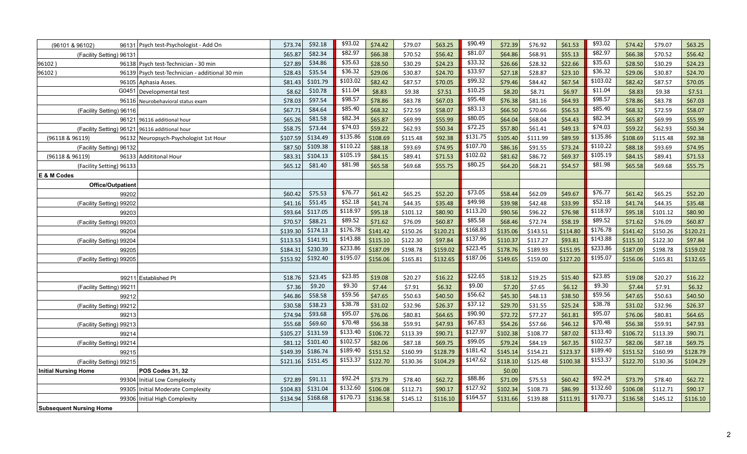| | | | | | | | | | | | | | | | | |
|---|---|---|---|---|---|---|---|---|---|---|---|---|---|---|---|---|
| (96101 & 96102) | 96131 | Psych test-Psychologist - Add On | $73.74 | $92.18 | $93.02 | $74.42 | $79.07 | $63.25 | $90.49 | $72.39 | $76.92 | $61.53 | $93.02 | $74.42 | $79.07 | $63.25 |
| (Facility Setting) | 96131 | | $65.87 | $82.34 | $82.97 | $66.38 | $70.52 | $56.42 | $81.07 | $64.86 | $68.91 | $55.13 | $82.97 | $66.38 | $70.52 | $56.42 |
| 96102 ) | 96138 | Psych test-Technician - 30 min | $27.89 | $34.86 | $35.63 | $28.50 | $30.29 | $24.23 | $33.32 | $26.66 | $28.32 | $22.66 | $35.63 | $28.50 | $30.29 | $24.23 |
| 96102 ) | 96139 | Psych test-Technician - additional 30 min | $28.43 | $35.54 | $36.32 | $29.06 | $30.87 | $24.70 | $33.97 | $27.18 | $28.87 | $23.10 | $36.32 | $29.06 | $30.87 | $24.70 |
| | 96105 | Aphasia Asses. | $81.43 | $101.79 | $103.02 | $82.42 | $87.57 | $70.05 | $99.32 | $79.46 | $84.42 | $67.54 | $103.02 | $82.42 | $87.57 | $70.05 |
| | G0451 | Developmental test | $8.62 | $10.78 | $11.04 | $8.83 | $9.38 | $7.51 | $10.25 | $8.20 | $8.71 | $6.97 | $11.04 | $8.83 | $9.38 | $7.51 |
| | 96116 | Neurobehavioral status exam | $78.03 | $97.54 | $98.57 | $78.86 | $83.78 | $67.03 | $95.48 | $76.38 | $81.16 | $64.93 | $98.57 | $78.86 | $83.78 | $67.03 |
| (Facility Setting) | 96116 | | $67.71 | $84.64 | $85.40 | $68.32 | $72.59 | $58.07 | $83.13 | $66.50 | $70.66 | $56.53 | $85.40 | $68.32 | $72.59 | $58.07 |
| | 96121 | 96116 additional hour | $65.26 | $81.58 | $82.34 | $65.87 | $69.99 | $55.99 | $80.05 | $64.04 | $68.04 | $54.43 | $82.34 | $65.87 | $69.99 | $55.99 |
| (Facility Setting) | 96121 | 96116 additional hour | $58.75 | $73.44 | $74.03 | $59.22 | $62.93 | $50.34 | $72.25 | $57.80 | $61.41 | $49.13 | $74.03 | $59.22 | $62.93 | $50.34 |
| (96118 & 96119) | 96132 | Neuropsych-Psychologist 1st Hour | $107.59 | $134.49 | $135.86 | $108.69 | $115.48 | $92.38 | $131.75 | $105.40 | $111.99 | $89.59 | $135.86 | $108.69 | $115.48 | $92.38 |
| (Facility Setting) | 96132 | | $87.50 | $109.38 | $110.22 | $88.18 | $93.69 | $74.95 | $107.70 | $86.16 | $91.55 | $73.24 | $110.22 | $88.18 | $93.69 | $74.95 |
| (96118 & 96119) | 96133 | Addititonal Hour | $83.31 | $104.13 | $105.19 | $84.15 | $89.41 | $71.53 | $102.02 | $81.62 | $86.72 | $69.37 | $105.19 | $84.15 | $89.41 | $71.53 |
| (Facility Setting) | 96133 | | $65.12 | $81.40 | $81.98 | $65.58 | $69.68 | $55.75 | $80.25 | $64.20 | $68.21 | $54.57 | $81.98 | $65.58 | $69.68 | $55.75 |
| **E & M Codes** | | | | | | | | | | | | | | | | |
| **Office/Outpatient** | | | | | | | | | | | | | | | | |
| | 99202 | | $60.42 | $75.53 | $76.77 | $61.42 | $65.25 | $52.20 | $73.05 | $58.44 | $62.09 | $49.67 | $76.77 | $61.42 | $65.25 | $52.20 |
| (Facility Setting) | 99202 | | $41.16 | $51.45 | $52.18 | $41.74 | $44.35 | $35.48 | $49.98 | $39.98 | $42.48 | $33.99 | $52.18 | $41.74 | $44.35 | $35.48 |
| | 99203 | | $93.64 | $117.05 | $118.97 | $95.18 | $101.12 | $80.90 | $113.20 | $90.56 | $96.22 | $76.98 | $118.97 | $95.18 | $101.12 | $80.90 |
| (Facility Setting) | 99203 | | $70.57 | $88.21 | $89.52 | $71.62 | $76.09 | $60.87 | $85.58 | $68.46 | $72.74 | $58.19 | $89.52 | $71.62 | $76.09 | $60.87 |
| | 99204 | | $139.30 | $174.13 | $176.78 | $141.42 | $150.26 | $120.21 | $168.83 | $135.06 | $143.51 | $114.80 | $176.78 | $141.42 | $150.26 | $120.21 |
| (Facility Setting) | 99204 | | $113.53 | $141.91 | $143.88 | $115.10 | $122.30 | $97.84 | $137.96 | $110.37 | $117.27 | $93.81 | $143.88 | $115.10 | $122.30 | $97.84 |
| | 99205 | | $184.31 | $230.39 | $233.86 | $187.09 | $198.78 | $159.02 | $223.45 | $178.76 | $189.93 | $151.95 | $233.86 | $187.09 | $198.78 | $159.02 |
| (Facility Setting) | 99205 | | $153.92 | $192.40 | $195.07 | $156.06 | $165.81 | $132.65 | $187.06 | $149.65 | $159.00 | $127.20 | $195.07 | $156.06 | $165.81 | $132.65 |
| | | | | | | | | | | | | | | | | |
| | 99211 | Established Pt | $18.76 | $23.45 | $23.85 | $19.08 | $20.27 | $16.22 | $22.65 | $18.12 | $19.25 | $15.40 | $23.85 | $19.08 | $20.27 | $16.22 |
| (Facility Setting) | 99211 | | $7.36 | $9.20 | $9.30 | $7.44 | $7.91 | $6.32 | $9.00 | $7.20 | $7.65 | $6.12 | $9.30 | $7.44 | $7.91 | $6.32 |
| | 99212 | | $46.86 | $58.58 | $59.56 | $47.65 | $50.63 | $40.50 | $56.62 | $45.30 | $48.13 | $38.50 | $59.56 | $47.65 | $50.63 | $40.50 |
| (Facility Setting) | 99212 | | $30.58 | $38.23 | $38.78 | $31.02 | $32.96 | $26.37 | $37.12 | $29.70 | $31.55 | $25.24 | $38.78 | $31.02 | $32.96 | $26.37 |
| | 99213 | | $74.94 | $93.68 | $95.07 | $76.06 | $80.81 | $64.65 | $90.90 | $72.72 | $77.27 | $61.81 | $95.07 | $76.06 | $80.81 | $64.65 |
| (Facility Setting) | 99213 | | $55.68 | $69.60 | $70.48 | $56.38 | $59.91 | $47.93 | $67.83 | $54.26 | $57.66 | $46.12 | $70.48 | $56.38 | $59.91 | $47.93 |
| | 99214 | | $105.27 | $131.59 | $133.40 | $106.72 | $113.39 | $90.71 | $127.97 | $102.38 | $108.77 | $87.02 | $133.40 | $106.72 | $113.39 | $90.71 |
| (Facility Setting) | 99214 | | $81.12 | $101.40 | $102.57 | $82.06 | $87.18 | $69.75 | $99.05 | $79.24 | $84.19 | $67.35 | $102.57 | $82.06 | $87.18 | $69.75 |
| | 99215 | | $149.39 | $186.74 | $189.40 | $151.52 | $160.99 | $128.79 | $181.42 | $145.14 | $154.21 | $123.37 | $189.40 | $151.52 | $160.99 | $128.79 |
| (Facility Setting) | 99215 | | $121.16 | $151.45 | $153.37 | $122.70 | $130.36 | $104.29 | $147.62 | $118.10 | $125.48 | $100.38 | $153.37 | $122.70 | $130.36 | $104.29 |
| **Initial Nursing Home** | | **POS Codes 31, 32** | | | | | | | | $0.00 | | | | | | |
| | 99304 | Initial Low Complexity | $72.89 | $91.11 | $92.24 | $73.79 | $78.40 | $62.72 | $88.86 | $71.09 | $75.53 | $60.42 | $92.24 | $73.79 | $78.40 | $62.72 |
| | 99305 | Initial Moderate Complexity | $104.83 | $131.04 | $132.60 | $106.08 | $112.71 | $90.17 | $127.92 | $102.34 | $108.73 | $86.99 | $132.60 | $106.08 | $112.71 | $90.17 |
| | 99306 | Initial High Complexity | $134.94 | $168.68 | $170.73 | $136.58 | $145.12 | $116.10 | $164.57 | $131.66 | $139.88 | $111.91 | $170.73 | $136.58 | $145.12 | $116.10 |
| **Subsequent Nursing Home** | | | | | | | | | | | | | | | | |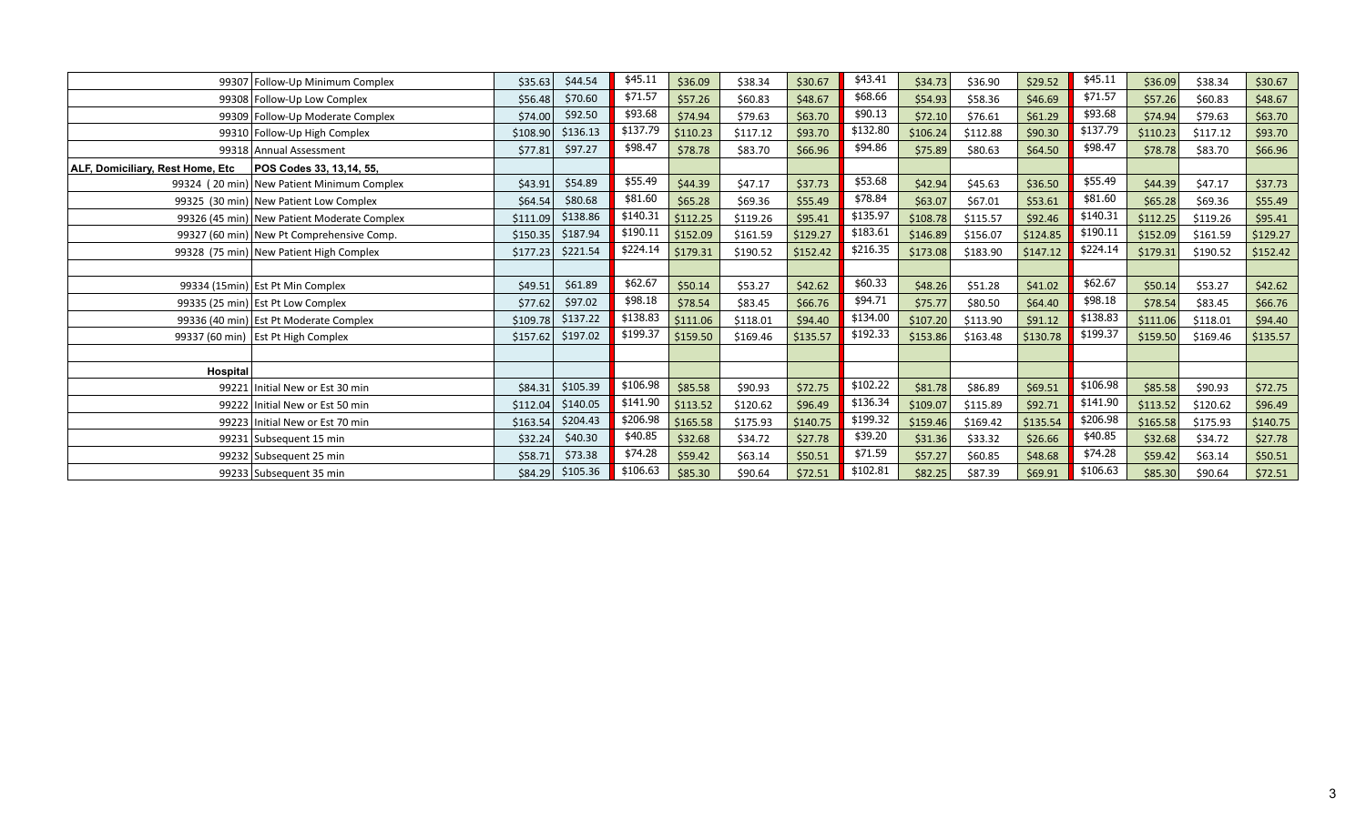| | | | | | | | | | | | | | | | | | |
|---|---|---|---|---|---|---|---|---|---|---|---|---|---|---|---|---|---|
| | 99307 | Follow-Up Minimum Complex | $35.63 | $44.54 | $45.11 | $36.09 | $38.34 | $30.67 | $43.41 | $34.73 | $36.90 | $29.52 | $45.11 | $36.09 | $38.34 | $30.67 |
| | 99308 | Follow-Up Low Complex | $56.48 | $70.60 | $71.57 | $57.26 | $60.83 | $48.67 | $68.66 | $54.93 | $58.36 | $46.69 | $71.57 | $57.26 | $60.83 | $48.67 |
| | 99309 | Follow-Up Moderate Complex | $74.00 | $92.50 | $93.68 | $74.94 | $79.63 | $63.70 | $90.13 | $72.10 | $76.61 | $61.29 | $93.68 | $74.94 | $79.63 | $63.70 |
| | 99310 | Follow-Up High Complex | $108.90 | $136.13 | $137.79 | $110.23 | $117.12 | $93.70 | $132.80 | $106.24 | $112.88 | $90.30 | $137.79 | $110.23 | $117.12 | $93.70 |
| | 99318 | Annual Assessment | $77.81 | $97.27 | $98.47 | $78.78 | $83.70 | $66.96 | $94.86 | $75.89 | $80.63 | $64.50 | $98.47 | $78.78 | $83.70 | $66.96 |
| **ALF, Domiciliary, Rest Home, Etc** | | **POS Codes 33, 13,14, 55,** | | | | | | | | | | | | | | |
| | 99324 ( 20 min) | New Patient Minimum Complex | $43.91 | $54.89 | $55.49 | $44.39 | $47.17 | $37.73 | $53.68 | $42.94 | $45.63 | $36.50 | $55.49 | $44.39 | $47.17 | $37.73 |
| | 99325 (30 min) | New Patient Low Complex | $64.54 | $80.68 | $81.60 | $65.28 | $69.36 | $55.49 | $78.84 | $63.07 | $67.01 | $53.61 | $81.60 | $65.28 | $69.36 | $55.49 |
| | 99326 (45 min) | New Patient Moderate Complex | $111.09 | $138.86 | $140.31 | $112.25 | $119.26 | $95.41 | $135.97 | $108.78 | $115.57 | $92.46 | $140.31 | $112.25 | $119.26 | $95.41 |
| | 99327 (60 min) | New Pt Comprehensive Comp. | $150.35 | $187.94 | $190.11 | $152.09 | $161.59 | $129.27 | $183.61 | $146.89 | $156.07 | $124.85 | $190.11 | $152.09 | $161.59 | $129.27 |
| | 99328 (75 min) | New Patient High Complex | $177.23 | $221.54 | $224.14 | $179.31 | $190.52 | $152.42 | $216.35 | $173.08 | $183.90 | $147.12 | $224.14 | $179.31 | $190.52 | $152.42 |
| | | | | | | | | | | | | | | | | |
| | 99334 (15min) | Est Pt Min Complex | $49.51 | $61.89 | $62.67 | $50.14 | $53.27 | $42.62 | $60.33 | $48.26 | $51.28 | $41.02 | $62.67 | $50.14 | $53.27 | $42.62 |
| | 99335 (25 min) | Est Pt Low Complex | $77.62 | $97.02 | $98.18 | $78.54 | $83.45 | $66.76 | $94.71 | $75.77 | $80.50 | $64.40 | $98.18 | $78.54 | $83.45 | $66.76 |
| | 99336 (40 min) | Est Pt Moderate Complex | $109.78 | $137.22 | $138.83 | $111.06 | $118.01 | $94.40 | $134.00 | $107.20 | $113.90 | $91.12 | $138.83 | $111.06 | $118.01 | $94.40 |
| | 99337 (60 min) | Est Pt High Complex | $157.62 | $197.02 | $199.37 | $159.50 | $169.46 | $135.57 | $192.33 | $153.86 | $163.48 | $130.78 | $199.37 | $159.50 | $169.46 | $135.57 |
| | | | | | | | | | | | | | | | | |
| **Hospital** | | | | | | | | | | | | | | | | |
| | 99221 | Initial New or Est 30 min | $84.31 | $105.39 | $106.98 | $85.58 | $90.93 | $72.75 | $102.22 | $81.78 | $86.89 | $69.51 | $106.98 | $85.58 | $90.93 | $72.75 |
| | 99222 | Initial New or Est 50 min | $112.04 | $140.05 | $141.90 | $113.52 | $120.62 | $96.49 | $136.34 | $109.07 | $115.89 | $92.71 | $141.90 | $113.52 | $120.62 | $96.49 |
| | 99223 | Initial New or Est 70 min | $163.54 | $204.43 | $206.98 | $165.58 | $175.93 | $140.75 | $199.32 | $159.46 | $169.42 | $135.54 | $206.98 | $165.58 | $175.93 | $140.75 |
| | 99231 | Subsequent 15 min | $32.24 | $40.30 | $40.85 | $32.68 | $34.72 | $27.78 | $39.20 | $31.36 | $33.32 | $26.66 | $40.85 | $32.68 | $34.72 | $27.78 |
| | 99232 | Subsequent 25 min | $58.71 | $73.38 | $74.28 | $59.42 | $63.14 | $50.51 | $71.59 | $57.27 | $60.85 | $48.68 | $74.28 | $59.42 | $63.14 | $50.51 |
| | 99233 | Subsequent 35 min | $84.29 | $105.36 | $106.63 | $85.30 | $90.64 | $72.51 | $102.81 | $82.25 | $87.39 | $69.91 | $106.63 | $85.30 | $90.64 | $72.51 |